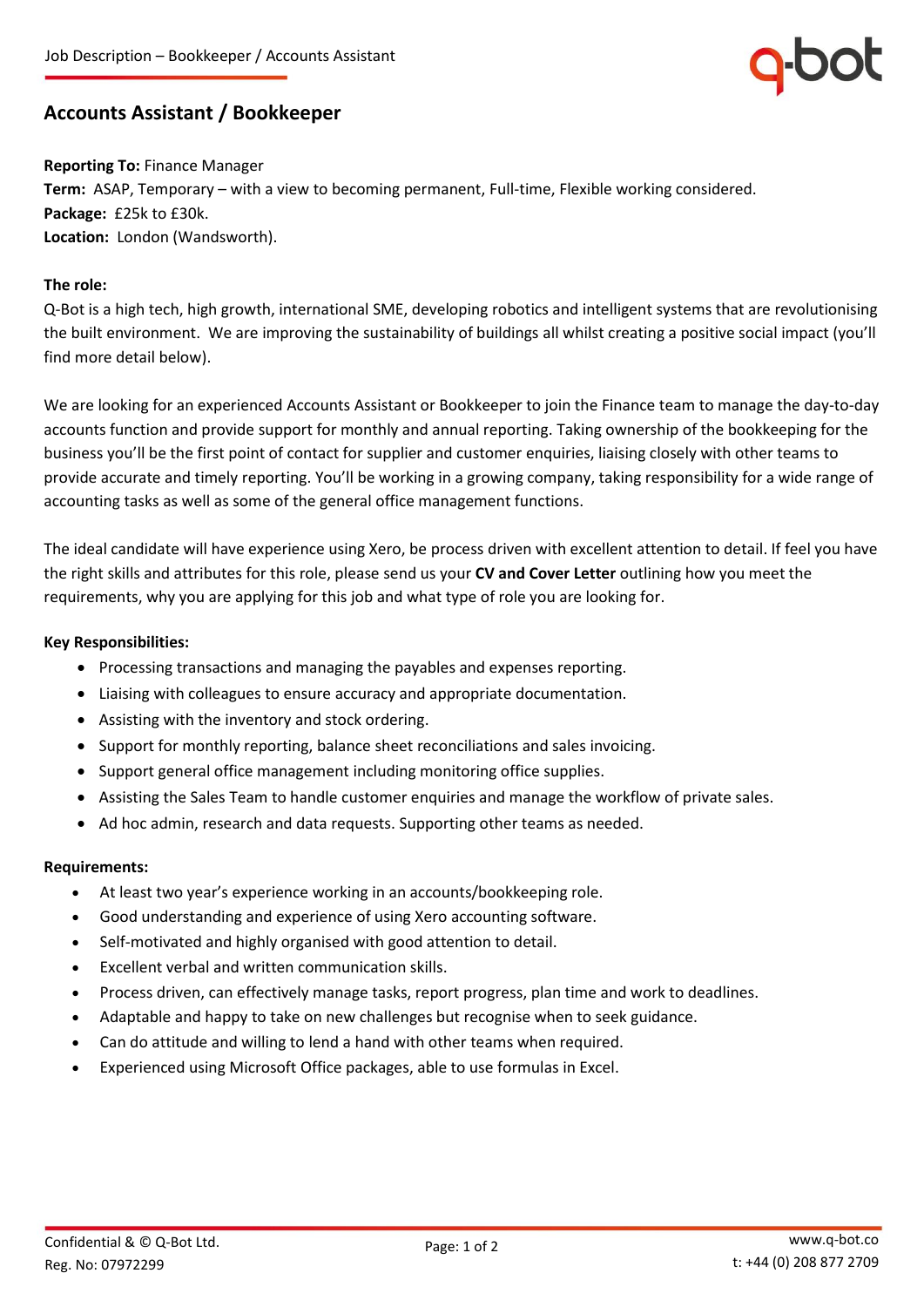# Accounts Assistant / Bookkeeper

**Reporting To:** Finance Manager
**Term:** ASAP, Temporary – with a view to becoming permanent, Full-time, Flexible working considered.
**Package:** £25k to £30k.
**Location:** London (Wandsworth).

**The role:**
Q-Bot is a high tech, high growth, international SME, developing robotics and intelligent systems that are revolutionising the built environment. We are improving the sustainability of buildings all whilst creating a positive social impact (you'll find more detail below).

We are looking for an experienced Accounts Assistant or Bookkeeper to join the Finance team to manage the day-to-day accounts function and provide support for monthly and annual reporting. Taking ownership of the bookkeeping for the business you'll be the first point of contact for supplier and customer enquiries, liaising closely with other teams to provide accurate and timely reporting. You'll be working in a growing company, taking responsibility for a wide range of accounting tasks as well as some of the general office management functions.

The ideal candidate will have experience using Xero, be process driven with excellent attention to detail. If feel you have the right skills and attributes for this role, please send us your **CV and Cover Letter** outlining how you meet the requirements, why you are applying for this job and what type of role you are looking for.

**Key Responsibilities:**

- Processing transactions and managing the payables and expenses reporting.
- Liaising with colleagues to ensure accuracy and appropriate documentation.
- Assisting with the inventory and stock ordering.
- Support for monthly reporting, balance sheet reconciliations and sales invoicing.
- Support general office management including monitoring office supplies.
- Assisting the Sales Team to handle customer enquiries and manage the workflow of private sales.
- Ad hoc admin, research and data requests. Supporting other teams as needed.

**Requirements:**

- At least two year's experience working in an accounts/bookkeeping role.
- Good understanding and experience of using Xero accounting software.
- Self-motivated and highly organised with good attention to detail.
- Excellent verbal and written communication skills.
- Process driven, can effectively manage tasks, report progress, plan time and work to deadlines.
- Adaptable and happy to take on new challenges but recognise when to seek guidance.
- Can do attitude and willing to lend a hand with other teams when required.
- Experienced using Microsoft Office packages, able to use formulas in Excel.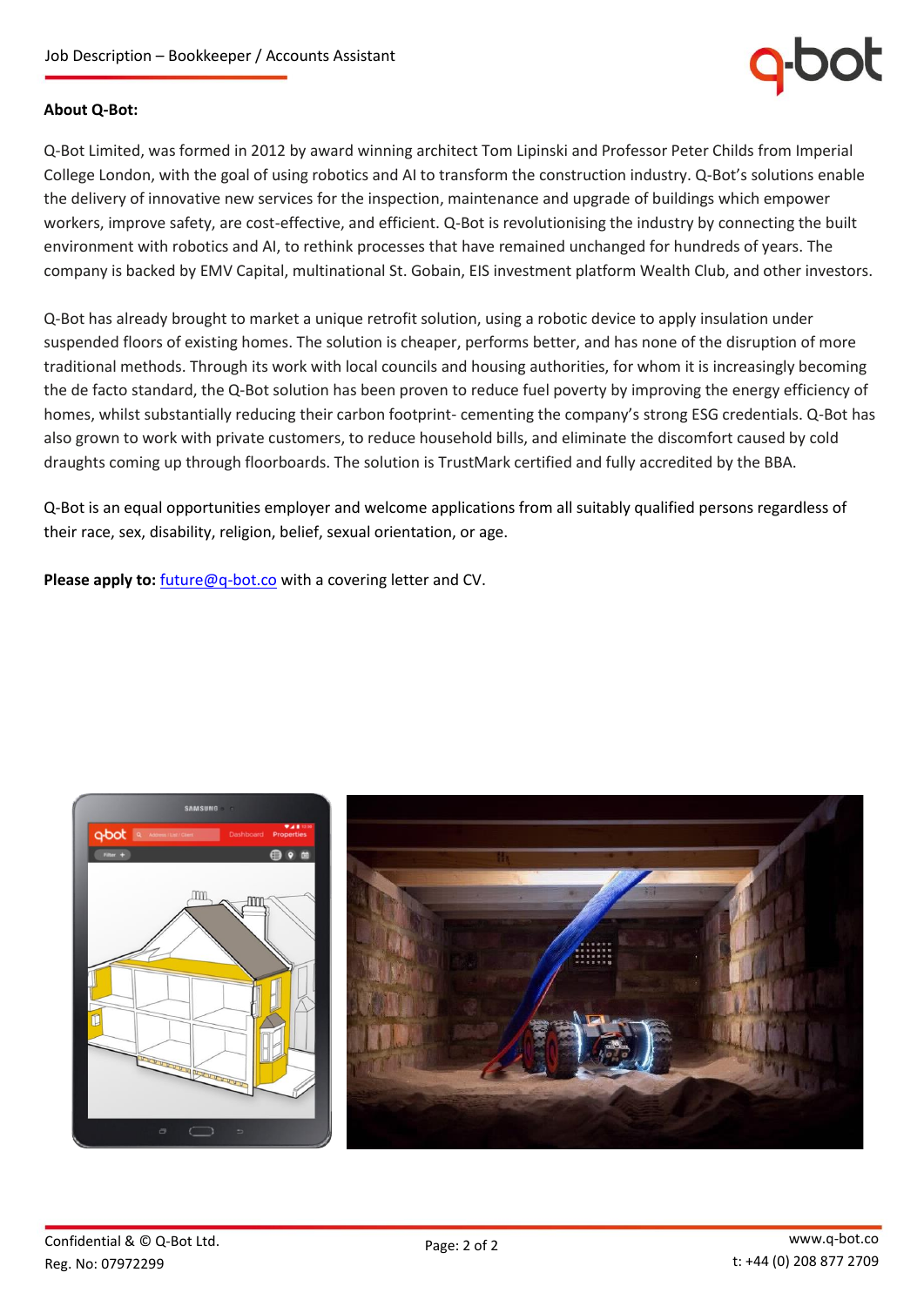**About Q-Bot:**

Q-Bot Limited, was formed in 2012 by award winning architect Tom Lipinski and Professor Peter Childs from Imperial College London, with the goal of using robotics and AI to transform the construction industry. Q-Bot's solutions enable the delivery of innovative new services for the inspection, maintenance and upgrade of buildings which empower workers, improve safety, are cost-effective, and efficient. Q-Bot is revolutionising the industry by connecting the built environment with robotics and AI, to rethink processes that have remained unchanged for hundreds of years. The company is backed by EMV Capital, multinational St. Gobain, EIS investment platform Wealth Club, and other investors.

Q-Bot has already brought to market a unique retrofit solution, using a robotic device to apply insulation under suspended floors of existing homes. The solution is cheaper, performs better, and has none of the disruption of more traditional methods. Through its work with local councils and housing authorities, for whom it is increasingly becoming the de facto standard, the Q-Bot solution has been proven to reduce fuel poverty by improving the energy efficiency of homes, whilst substantially reducing their carbon footprint- cementing the company's strong ESG credentials. Q-Bot has also grown to work with private customers, to reduce household bills, and eliminate the discomfort caused by cold draughts coming up through floorboards. The solution is TrustMark certified and fully accredited by the BBA.

Q-Bot is an equal opportunities employer and welcome applications from all suitably qualified persons regardless of their race, sex, disability, religion, belief, sexual orientation, or age.

**Please apply to:** future@q-bot.co with a covering letter and CV.